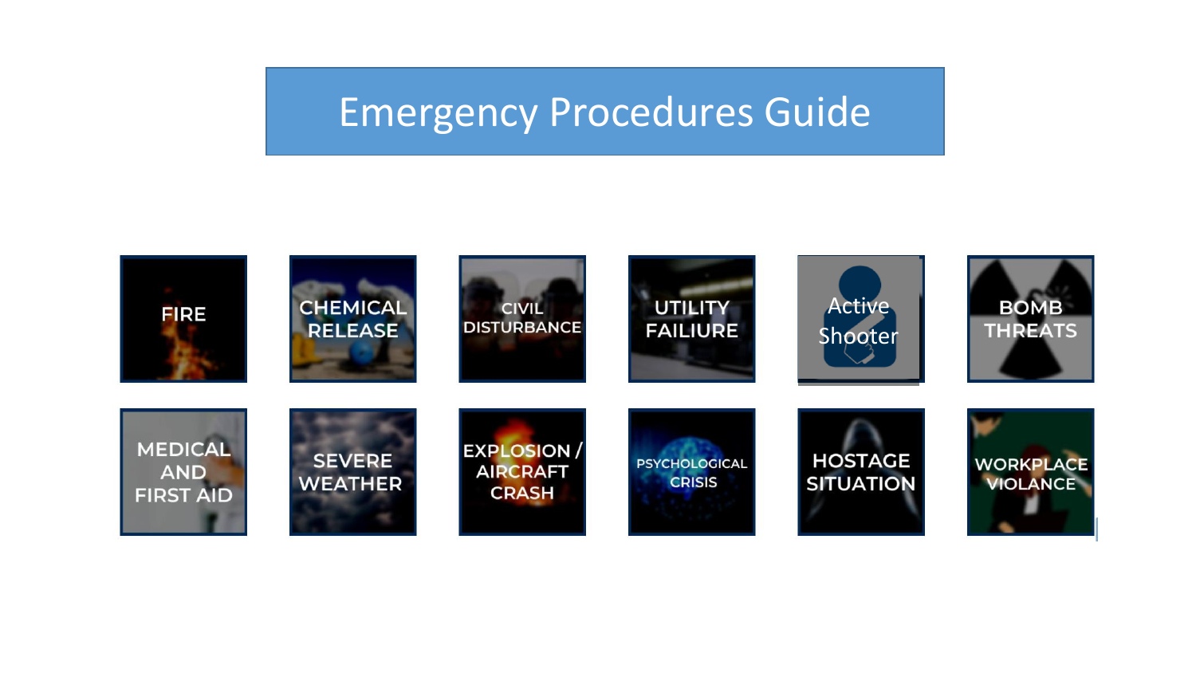# Emergency Procedures Guide

- FIRE
- CHEMICAL RELEASE
- CIVIL DISTURBANCE
- UTILITY FAILIURE
- Active Shooter
- BOMB THREATS
- MEDICAL AND FIRST AID
- SEVERE WEATHER
- EXPLOSION / AIRCRAFT CRASH
- PSYCHOLOGICAL CRISIS
- HOSTAGE SITUATION
- WORKPLACE VIOLANCE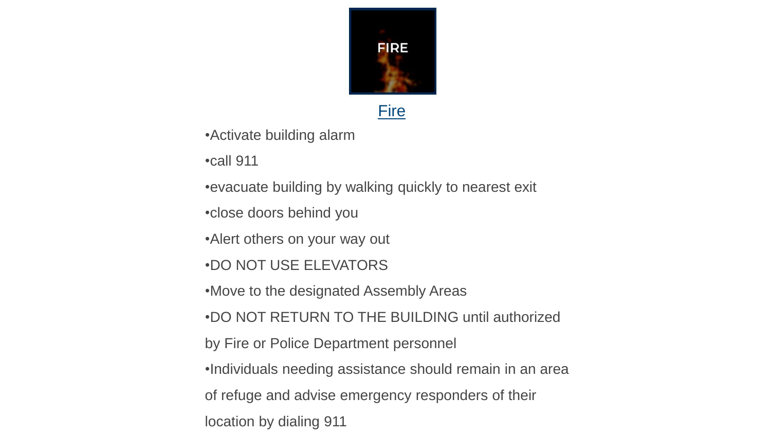## Fire

- Activate building alarm
- call 911
- evacuate building by walking quickly to nearest exit
- close doors behind you
- Alert others on your way out
- DO NOT USE ELEVATORS
- Move to the designated Assembly Areas
- DO NOT RETURN TO THE BUILDING until authorized by Fire or Police Department personnel
- Individuals needing assistance should remain in an area of refuge and advise emergency responders of their location by dialing 911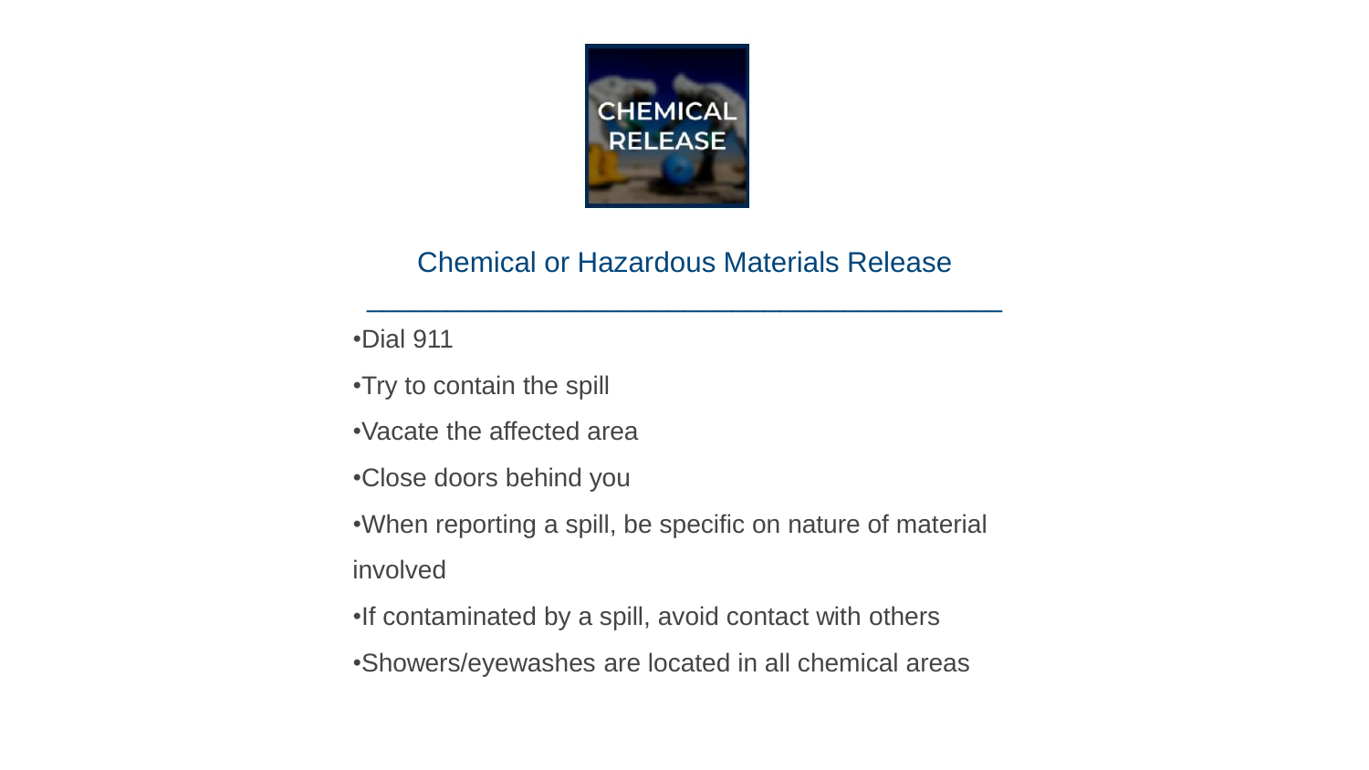## Chemical or Hazardous Materials Release

- Dial 911
- Try to contain the spill
- Vacate the affected area
- Close doors behind you
- When reporting a spill, be specific on nature of material involved
- If contaminated by a spill, avoid contact with others
- Showers/eyewashes are located in all chemical areas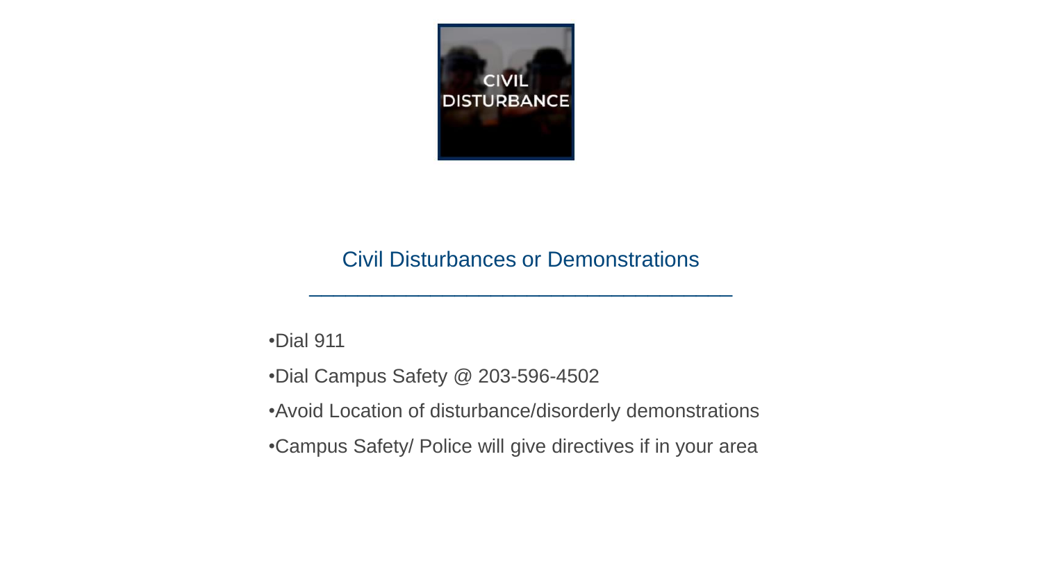CIVIL DISTURBANCE

## Civil Disturbances or Demonstrations

- Dial 911
- Dial Campus Safety @ 203-596-4502
- Avoid Location of disturbance/disorderly demonstrations
- Campus Safety/ Police will give directives if in your area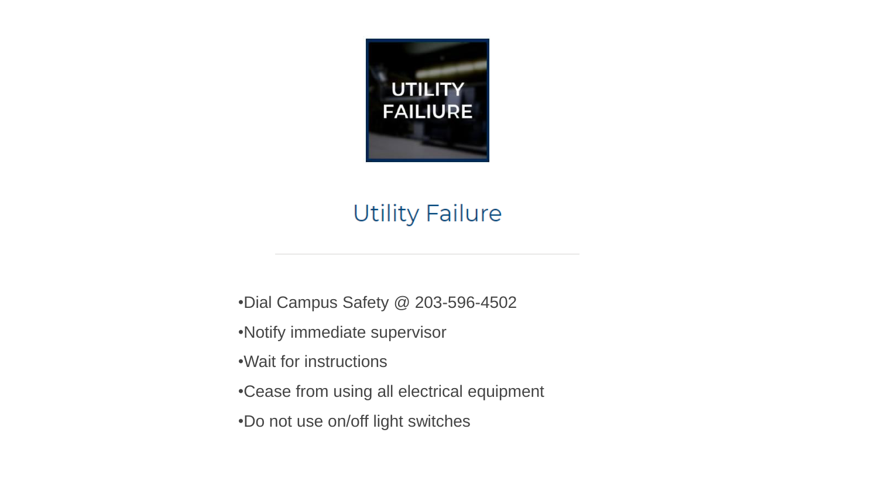UTILITY FAILIURE

## Utility Failure

- Dial Campus Safety @ 203-596-4502
- Notify immediate supervisor
- Wait for instructions
- Cease from using all electrical equipment
- Do not use on/off light switches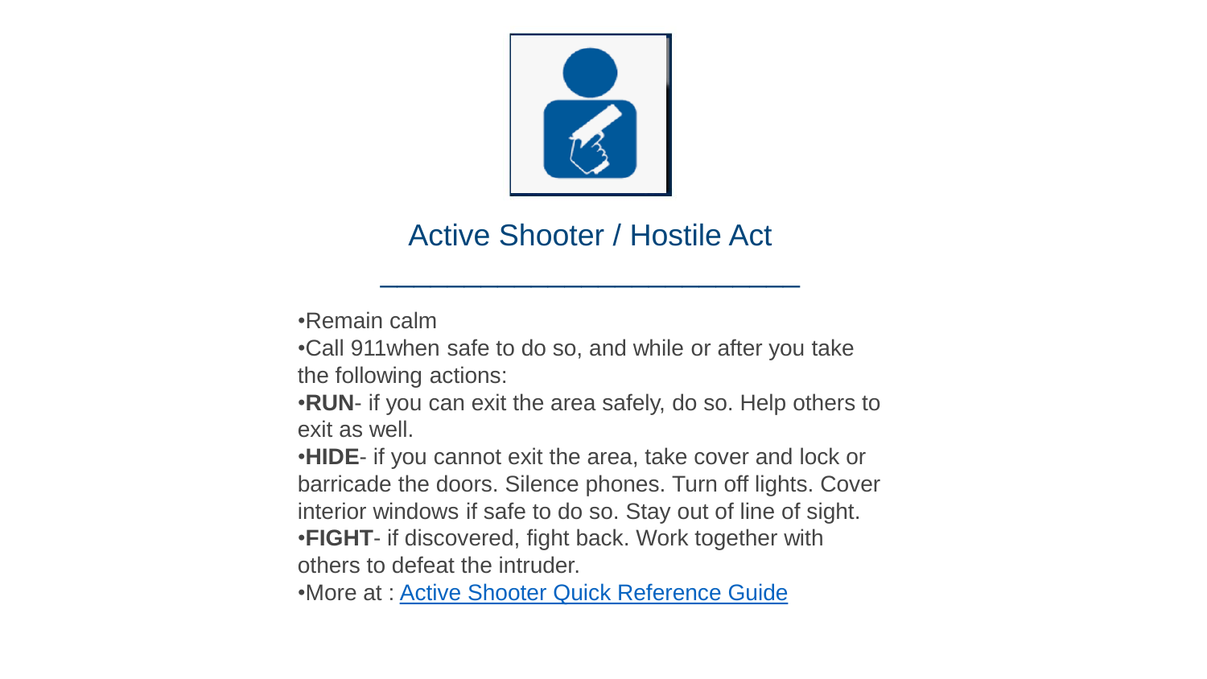## Active Shooter / Hostile Act

- Remain calm
- Call 911when safe to do so, and while or after you take the following actions:
- **RUN**- if you can exit the area safely, do so. Help others to exit as well.
- **HIDE**- if you cannot exit the area, take cover and lock or barricade the doors. Silence phones. Turn off lights. Cover interior windows if safe to do so. Stay out of line of sight.
- **FIGHT**- if discovered, fight back. Work together with others to defeat the intruder.
- More at : Active Shooter Quick Reference Guide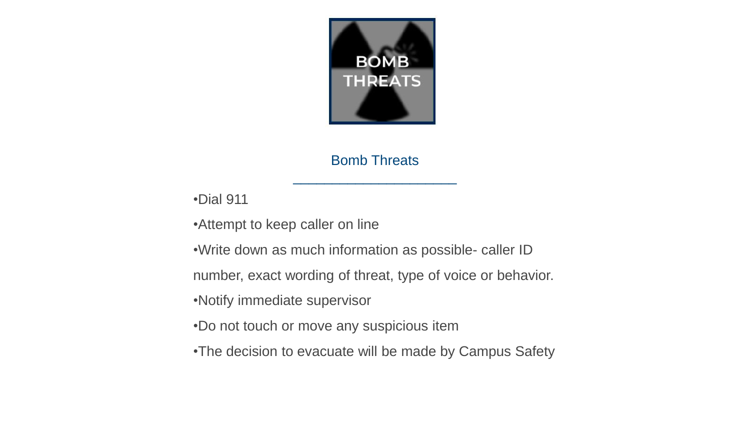## Bomb Threats

- Dial 911
- Attempt to keep caller on line
- Write down as much information as possible- caller ID number, exact wording of threat, type of voice or behavior.
- Notify immediate supervisor
- Do not touch or move any suspicious item
- The decision to evacuate will be made by Campus Safety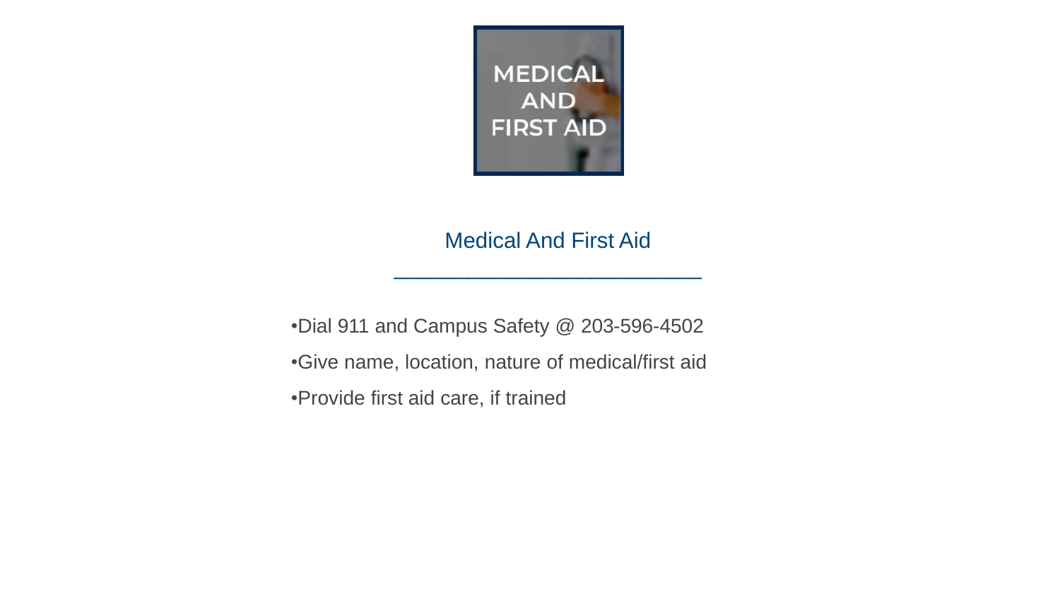## Medical And First Aid

- Dial 911 and Campus Safety @ 203-596-4502
- Give name, location, nature of medical/first aid
- Provide first aid care, if trained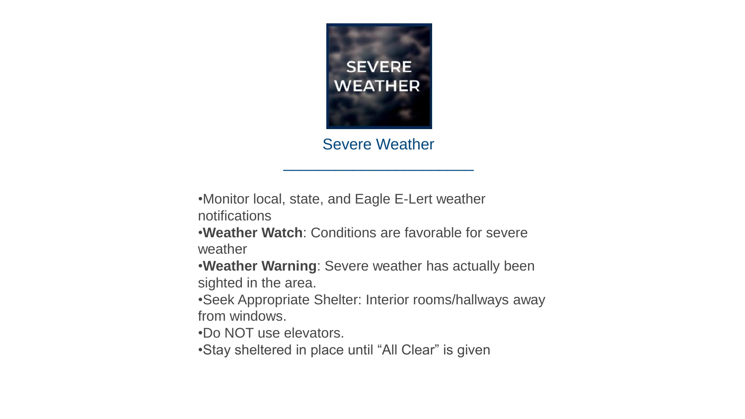# Severe Weather

- Monitor local, state, and Eagle E-Lert weather notifications
- **Weather Watch**: Conditions are favorable for severe weather
- **Weather Warning**: Severe weather has actually been sighted in the area.
- Seek Appropriate Shelter: Interior rooms/hallways away from windows.
- Do NOT use elevators.
- Stay sheltered in place until "All Clear" is given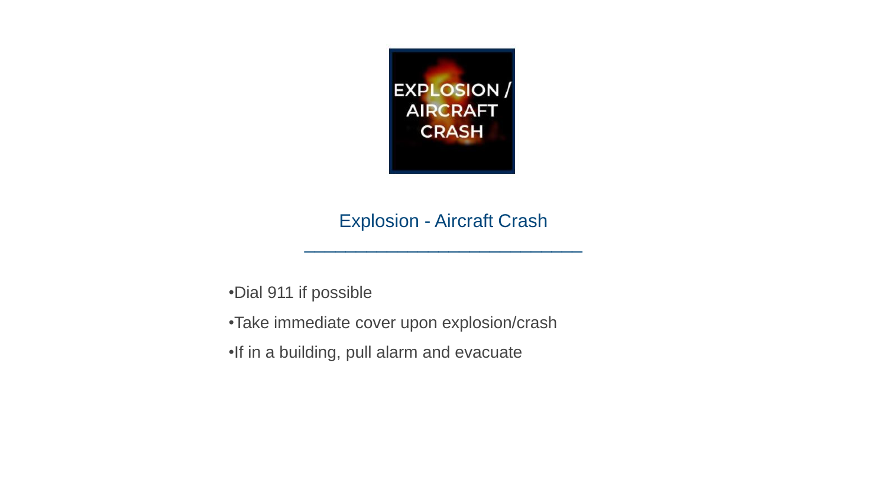EXPLOSION / AIRCRAFT CRASH

## Explosion - Aircraft Crash

- Dial 911 if possible
- Take immediate cover upon explosion/crash
- If in a building, pull alarm and evacuate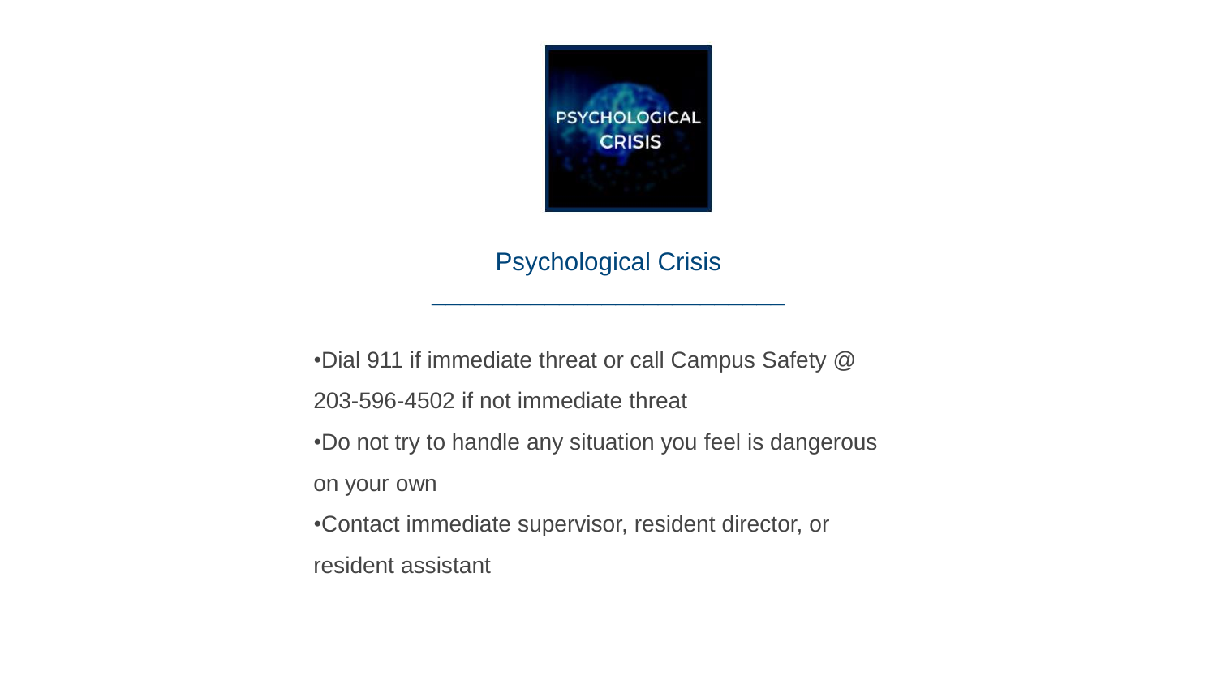## Psychological Crisis

- Dial 911 if immediate threat or call Campus Safety @ 203-596-4502 if not immediate threat
- Do not try to handle any situation you feel is dangerous on your own
- Contact immediate supervisor, resident director, or resident assistant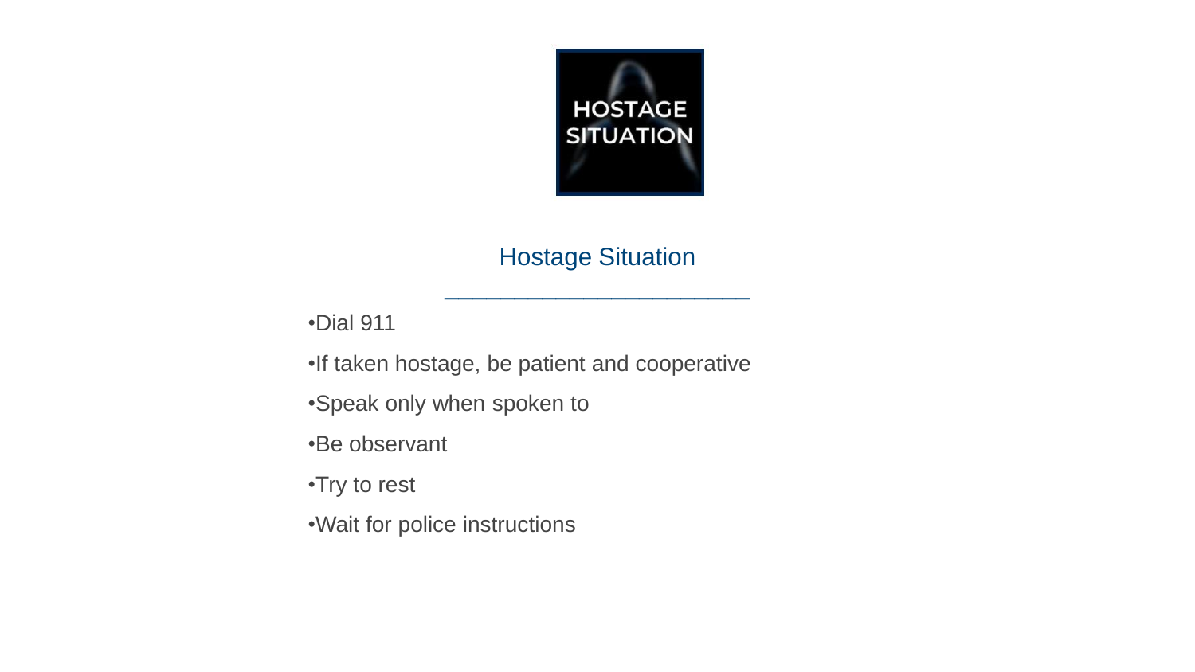## Hostage Situation

- Dial 911
- If taken hostage, be patient and cooperative
- Speak only when spoken to
- Be observant
- Try to rest
- Wait for police instructions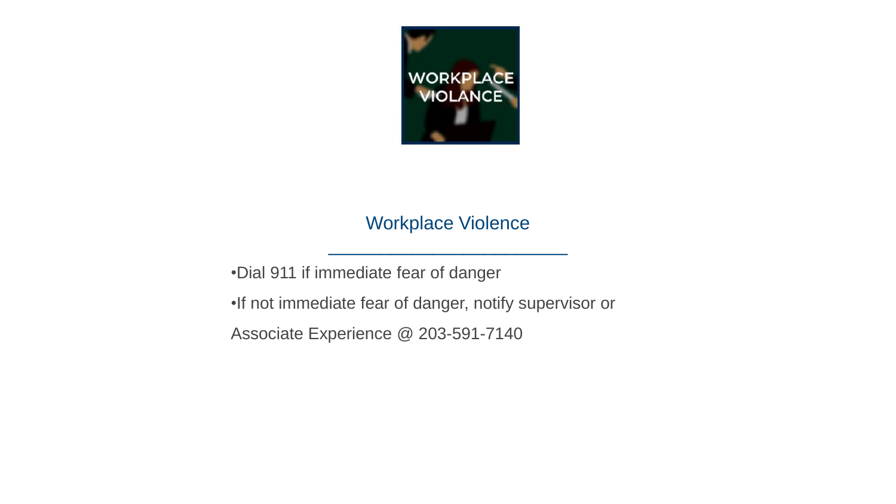## Workplace Violence

- Dial 911 if immediate fear of danger
- If not immediate fear of danger, notify supervisor or Associate Experience @ 203-591-7140